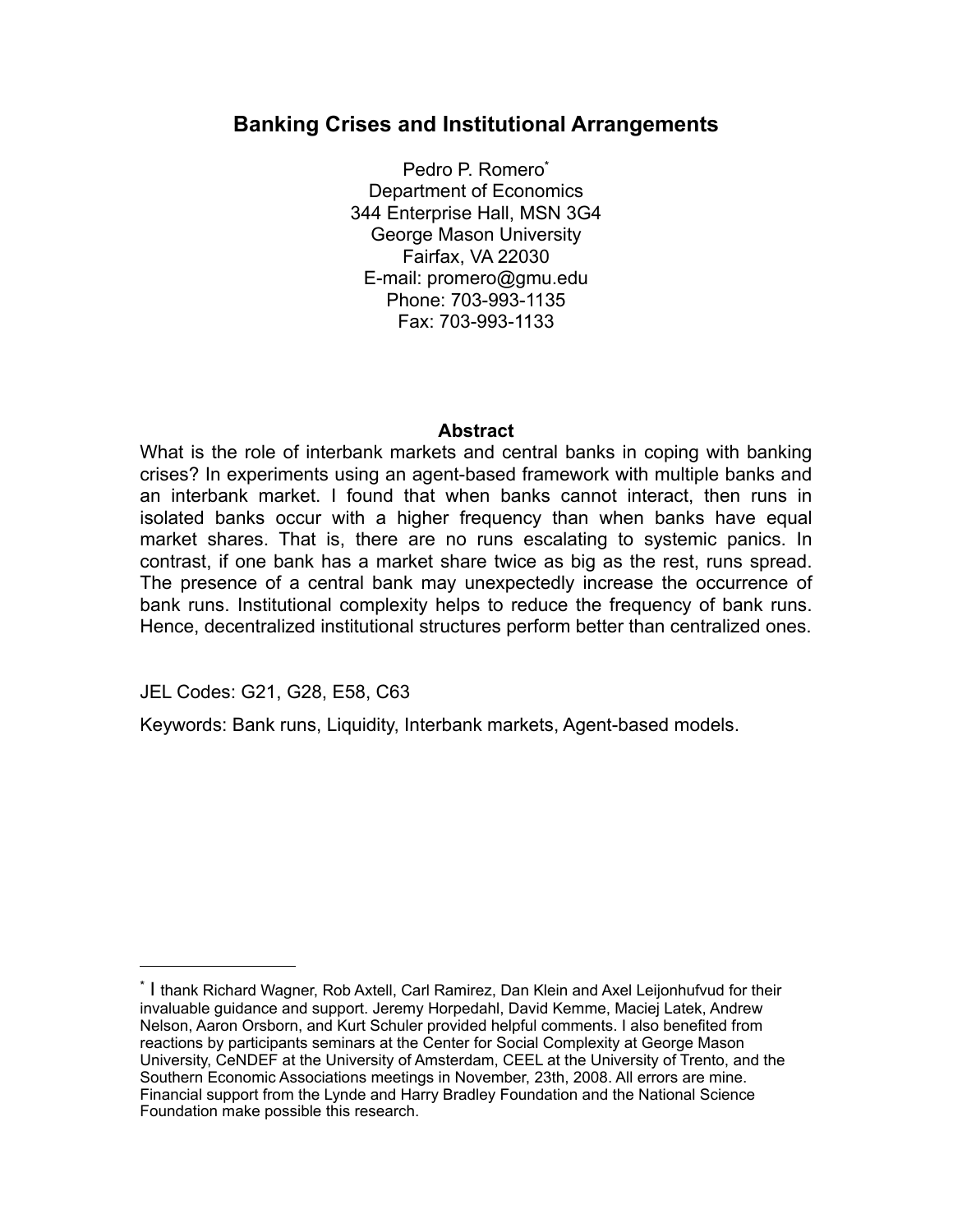# Banking Crises and Institutional Arrangements

Pedro P. Romero*
Department of Economics
344 Enterprise Hall, MSN 3G4
George Mason University
Fairfax, VA 22030
E-mail: promero@gmu.edu
Phone: 703-993-1135
Fax: 703-993-1133

## Abstract

What is the role of interbank markets and central banks in coping with banking crises? In experiments using an agent-based framework with multiple banks and an interbank market. I found that when banks cannot interact, then runs in isolated banks occur with a higher frequency than when banks have equal market shares. That is, there are no runs escalating to systemic panics. In contrast, if one bank has a market share twice as big as the rest, runs spread. The presence of a central bank may unexpectedly increase the occurrence of bank runs. Institutional complexity helps to reduce the frequency of bank runs. Hence, decentralized institutional structures perform better than centralized ones.

JEL Codes: G21, G28, E58, C63

Keywords: Bank runs, Liquidity, Interbank markets, Agent-based models.

---

* I thank Richard Wagner, Rob Axtell, Carl Ramirez, Dan Klein and Axel Leijonhufvud for their invaluable guidance and support. Jeremy Horpedahl, David Kemme, Maciej Latek, Andrew Nelson, Aaron Orsborn, and Kurt Schuler provided helpful comments. I also benefited from reactions by participants seminars at the Center for Social Complexity at George Mason University, CeNDEF at the University of Amsterdam, CEEL at the University of Trento, and the Southern Economic Associations meetings in November, 23th, 2008. All errors are mine. Financial support from the Lynde and Harry Bradley Foundation and the National Science Foundation make possible this research.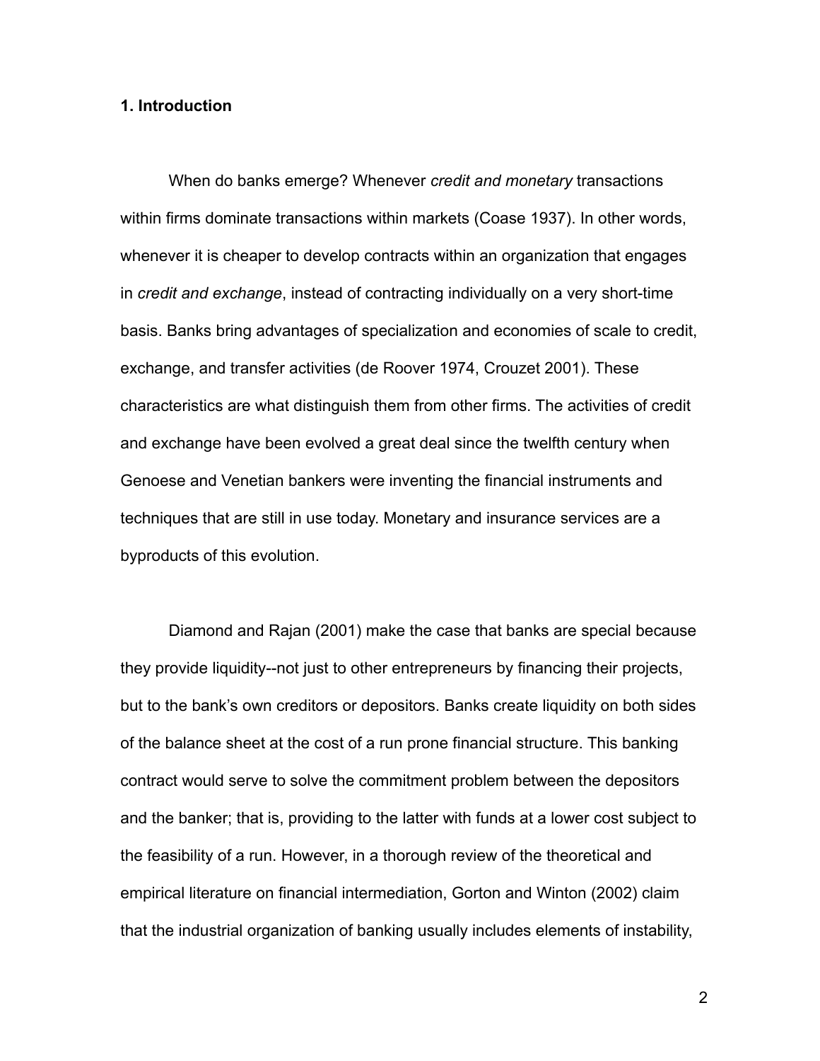## 1. Introduction

When do banks emerge? Whenever *credit and monetary* transactions within firms dominate transactions within markets (Coase 1937). In other words, whenever it is cheaper to develop contracts within an organization that engages in *credit and exchange*, instead of contracting individually on a very short-time basis. Banks bring advantages of specialization and economies of scale to credit, exchange, and transfer activities (de Roover 1974, Crouzet 2001). These characteristics are what distinguish them from other firms. The activities of credit and exchange have been evolved a great deal since the twelfth century when Genoese and Venetian bankers were inventing the financial instruments and techniques that are still in use today. Monetary and insurance services are a byproducts of this evolution.

Diamond and Rajan (2001) make the case that banks are special because they provide liquidity--not just to other entrepreneurs by financing their projects, but to the bank's own creditors or depositors. Banks create liquidity on both sides of the balance sheet at the cost of a run prone financial structure. This banking contract would serve to solve the commitment problem between the depositors and the banker; that is, providing to the latter with funds at a lower cost subject to the feasibility of a run. However, in a thorough review of the theoretical and empirical literature on financial intermediation, Gorton and Winton (2002) claim that the industrial organization of banking usually includes elements of instability,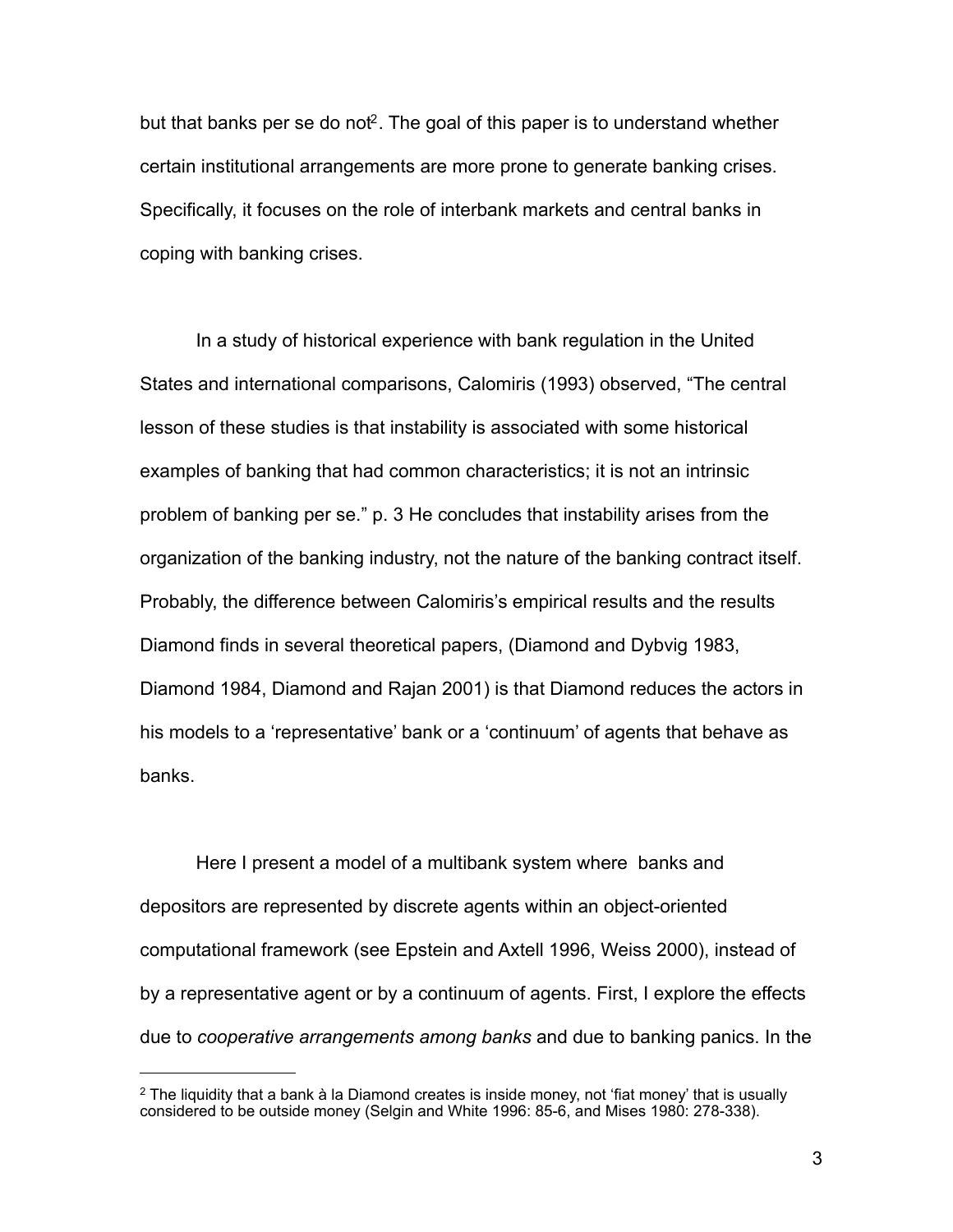but that banks per se do not[2]. The goal of this paper is to understand whether certain institutional arrangements are more prone to generate banking crises. Specifically, it focuses on the role of interbank markets and central banks in coping with banking crises.

In a study of historical experience with bank regulation in the United States and international comparisons, Calomiris (1993) observed, “The central lesson of these studies is that instability is associated with some historical examples of banking that had common characteristics; it is not an intrinsic problem of banking per se.” p. 3 He concludes that instability arises from the organization of the banking industry, not the nature of the banking contract itself. Probably, the difference between Calomiris’s empirical results and the results Diamond finds in several theoretical papers, (Diamond and Dybvig 1983, Diamond 1984, Diamond and Rajan 2001) is that Diamond reduces the actors in his models to a ‘representative’ bank or a ‘continuum’ of agents that behave as banks.

Here I present a model of a multibank system where banks and depositors are represented by discrete agents within an object-oriented computational framework (see Epstein and Axtell 1996, Weiss 2000), instead of by a representative agent or by a continuum of agents. First, I explore the effects due to *cooperative arrangements among banks* and due to banking panics. In the

[2] The liquidity that a bank à la Diamond creates is inside money, not ‘fiat money’ that is usually considered to be outside money (Selgin and White 1996: 85-6, and Mises 1980: 278-338).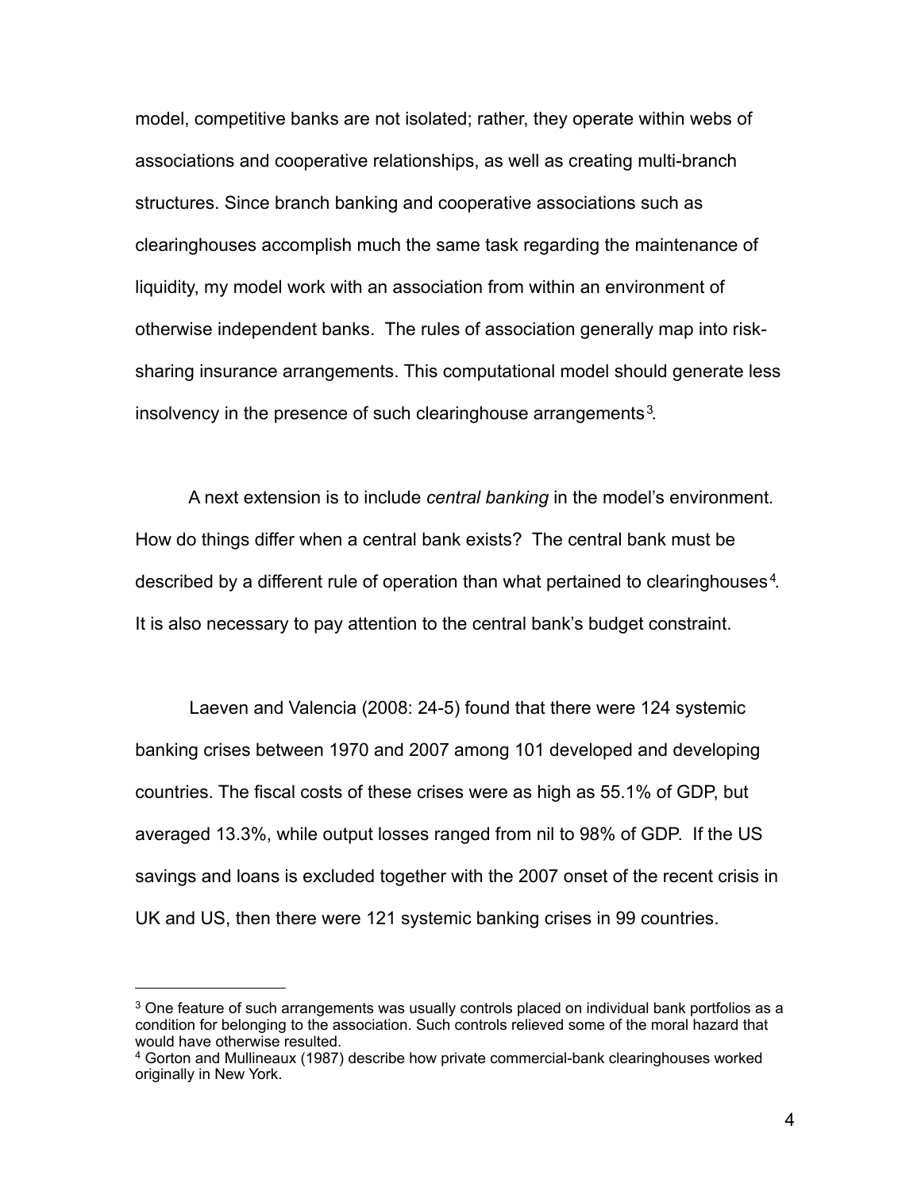model, competitive banks are not isolated; rather, they operate within webs of associations and cooperative relationships, as well as creating multi-branch structures. Since branch banking and cooperative associations such as clearinghouses accomplish much the same task regarding the maintenance of liquidity, my model work with an association from within an environment of otherwise independent banks. The rules of association generally map into risk-sharing insurance arrangements. This computational model should generate less insolvency in the presence of such clearinghouse arrangements[3].

A next extension is to include *central banking* in the model's environment. How do things differ when a central bank exists? The central bank must be described by a different rule of operation than what pertained to clearinghouses[4]. It is also necessary to pay attention to the central bank's budget constraint.

Laeven and Valencia (2008: 24-5) found that there were 124 systemic banking crises between 1970 and 2007 among 101 developed and developing countries. The fiscal costs of these crises were as high as 55.1% of GDP, but averaged 13.3%, while output losses ranged from nil to 98% of GDP. If the US savings and loans is excluded together with the 2007 onset of the recent crisis in UK and US, then there were 121 systemic banking crises in 99 countries.

---

[3] One feature of such arrangements was usually controls placed on individual bank portfolios as a condition for belonging to the association. Such controls relieved some of the moral hazard that would have otherwise resulted.

[4] Gorton and Mullineaux (1987) describe how private commercial-bank clearinghouses worked originally in New York.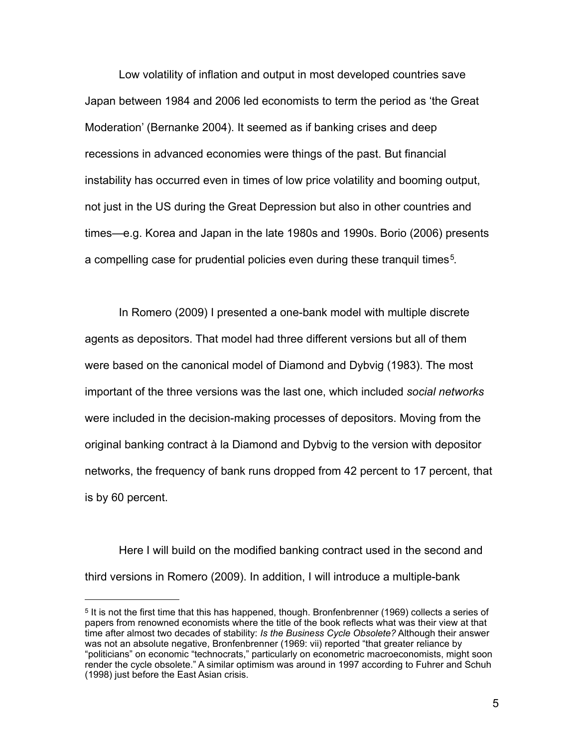Low volatility of inflation and output in most developed countries save Japan between 1984 and 2006 led economists to term the period as 'the Great Moderation' (Bernanke 2004). It seemed as if banking crises and deep recessions in advanced economies were things of the past. But financial instability has occurred even in times of low price volatility and booming output, not just in the US during the Great Depression but also in other countries and times—e.g. Korea and Japan in the late 1980s and 1990s. Borio (2006) presents a compelling case for prudential policies even during these tranquil times[5].

In Romero (2009) I presented a one-bank model with multiple discrete agents as depositors. That model had three different versions but all of them were based on the canonical model of Diamond and Dybvig (1983). The most important of the three versions was the last one, which included *social networks* were included in the decision-making processes of depositors. Moving from the original banking contract à la Diamond and Dybvig to the version with depositor networks, the frequency of bank runs dropped from 42 percent to 17 percent, that is by 60 percent.

Here I will build on the modified banking contract used in the second and third versions in Romero (2009). In addition, I will introduce a multiple-bank

[5] It is not the first time that this has happened, though. Bronfenbrenner (1969) collects a series of papers from renowned economists where the title of the book reflects what was their view at that time after almost two decades of stability: *Is the Business Cycle Obsolete?* Although their answer was not an absolute negative, Bronfenbrenner (1969: vii) reported "that greater reliance by "politicians" on economic "technocrats," particularly on econometric macroeconomists, might soon render the cycle obsolete." A similar optimism was around in 1997 according to Fuhrer and Schuh (1998) just before the East Asian crisis.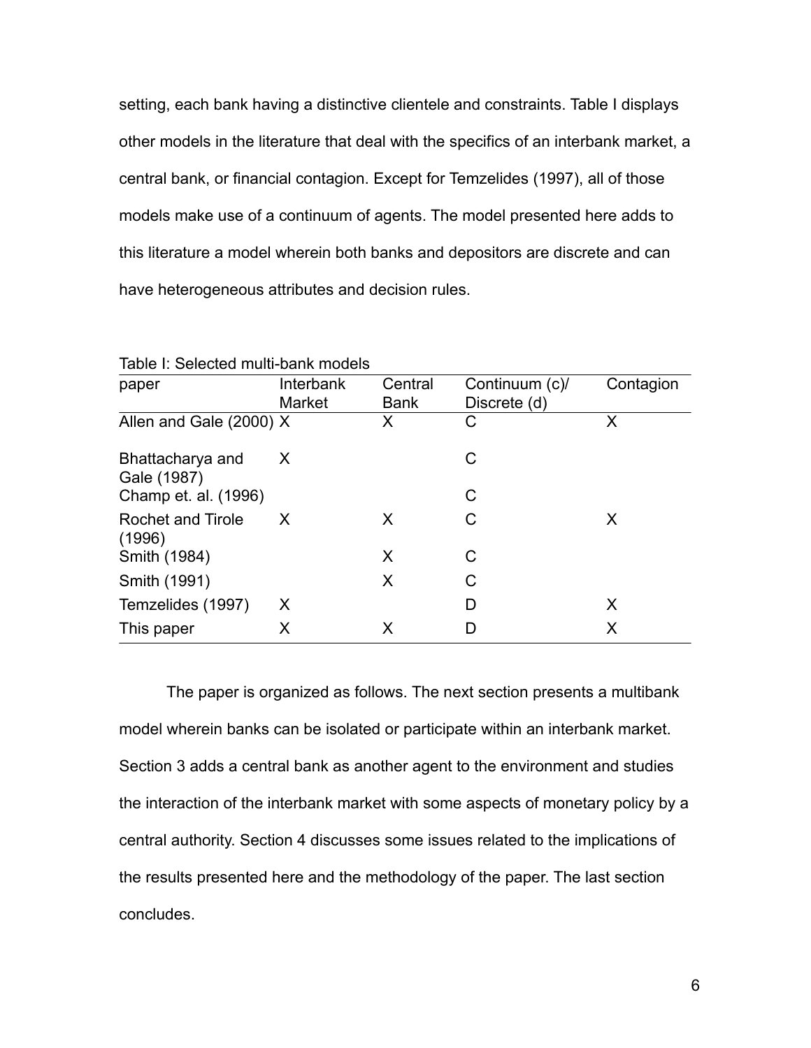setting, each bank having a distinctive clientele and constraints. Table I displays other models in the literature that deal with the specifics of an interbank market, a central bank, or financial contagion. Except for Temzelides (1997), all of those models make use of a continuum of agents. The model presented here adds to this literature a model wherein both banks and depositors are discrete and can have heterogeneous attributes and decision rules.

Table I: Selected multi-bank models

| paper | Interbank Market | Central Bank | Continuum (c)/ Discrete (d) | Contagion |
|---|---|---|---|---|
| Allen and Gale (2000) | X | X | C | X |
| Bhattacharya and Gale (1987) | X | | C | |
| Champ et. al. (1996) | | | C | |
| Rochet and Tirole (1996) | X | X | C | X |
| Smith (1984) | | X | C | |
| Smith (1991) | | X | C | |
| Temzelides (1997) | X | | D | X |
| This paper | X | X | D | X |

The paper is organized as follows. The next section presents a multibank model wherein banks can be isolated or participate within an interbank market. Section 3 adds a central bank as another agent to the environment and studies the interaction of the interbank market with some aspects of monetary policy by a central authority. Section 4 discusses some issues related to the implications of the results presented here and the methodology of the paper. The last section concludes.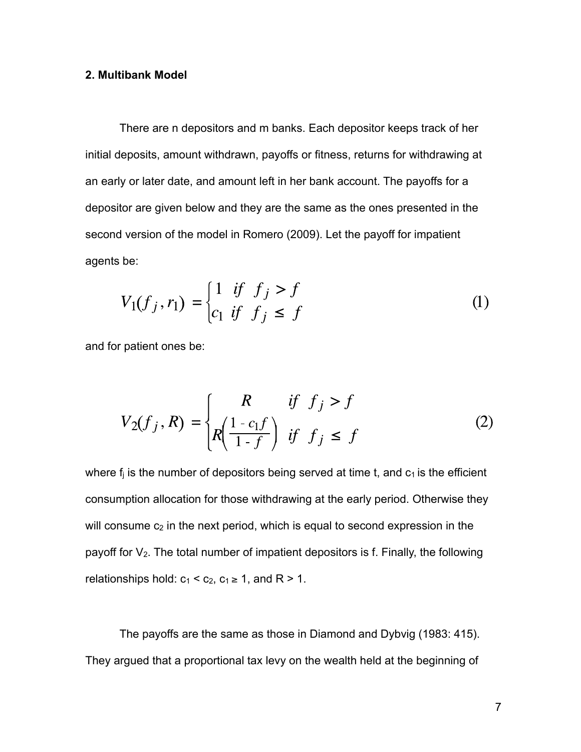**2. Multibank Model**

There are n depositors and m banks. Each depositor keeps track of her initial deposits, amount withdrawn, payoffs or fitness, returns for withdrawing at an early or later date, and amount left in her bank account. The payoffs for a depositor are given below and they are the same as the ones presented in the second version of the model in Romero (2009). Let the payoff for impatient agents be:

$$V_1(f_j, r_1) = \begin{cases} 1 & if \;\; f_j > f \\ c_1 & if \;\; f_j \leq f \end{cases} \tag{1}$$

and for patient ones be:

$$V_2(f_j, R) = \begin{cases} R & if \;\; f_j > f \\ R\left(\frac{1 - c_1 f}{1 - f}\right) & if \;\; f_j \leq f \end{cases} \tag{2}$$

where $f_j$ is the number of depositors being served at time t, and $c_1$ is the efficient consumption allocation for those withdrawing at the early period. Otherwise they will consume $c_2$ in the next period, which is equal to second expression in the payoff for $V_2$. The total number of impatient depositors is f. Finally, the following relationships hold: $c_1 < c_2$, $c_1 \geq 1$, and $R > 1$.

The payoffs are the same as those in Diamond and Dybvig (1983: 415). They argued that a proportional tax levy on the wealth held at the beginning of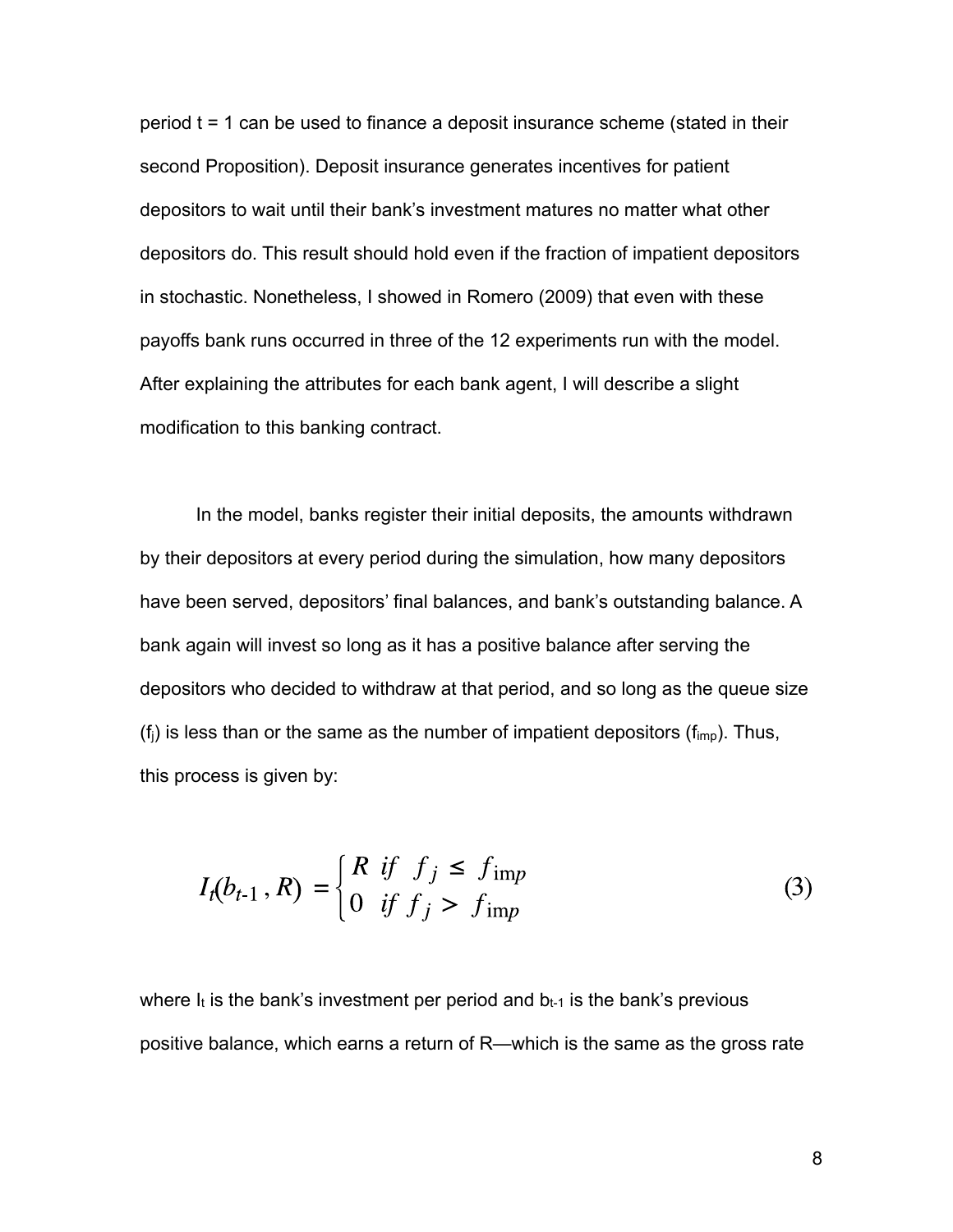period t = 1 can be used to finance a deposit insurance scheme (stated in their second Proposition). Deposit insurance generates incentives for patient depositors to wait until their bank's investment matures no matter what other depositors do. This result should hold even if the fraction of impatient depositors in stochastic. Nonetheless, I showed in Romero (2009) that even with these payoffs bank runs occurred in three of the 12 experiments run with the model. After explaining the attributes for each bank agent, I will describe a slight modification to this banking contract.

In the model, banks register their initial deposits, the amounts withdrawn by their depositors at every period during the simulation, how many depositors have been served, depositors' final balances, and bank's outstanding balance. A bank again will invest so long as it has a positive balance after serving the depositors who decided to withdraw at that period, and so long as the queue size ($f_j$) is less than or the same as the number of impatient depositors ($f_{imp}$). Thus, this process is given by:

$$I_t(b_{t-1}, R) = \begin{cases} R & if \;\; f_j \leq f_{imp} \\ 0 & if \;\; f_j > f_{imp} \end{cases} \tag{3}$$

where $I_t$ is the bank's investment per period and $b_{t-1}$ is the bank's previous positive balance, which earns a return of R—which is the same as the gross rate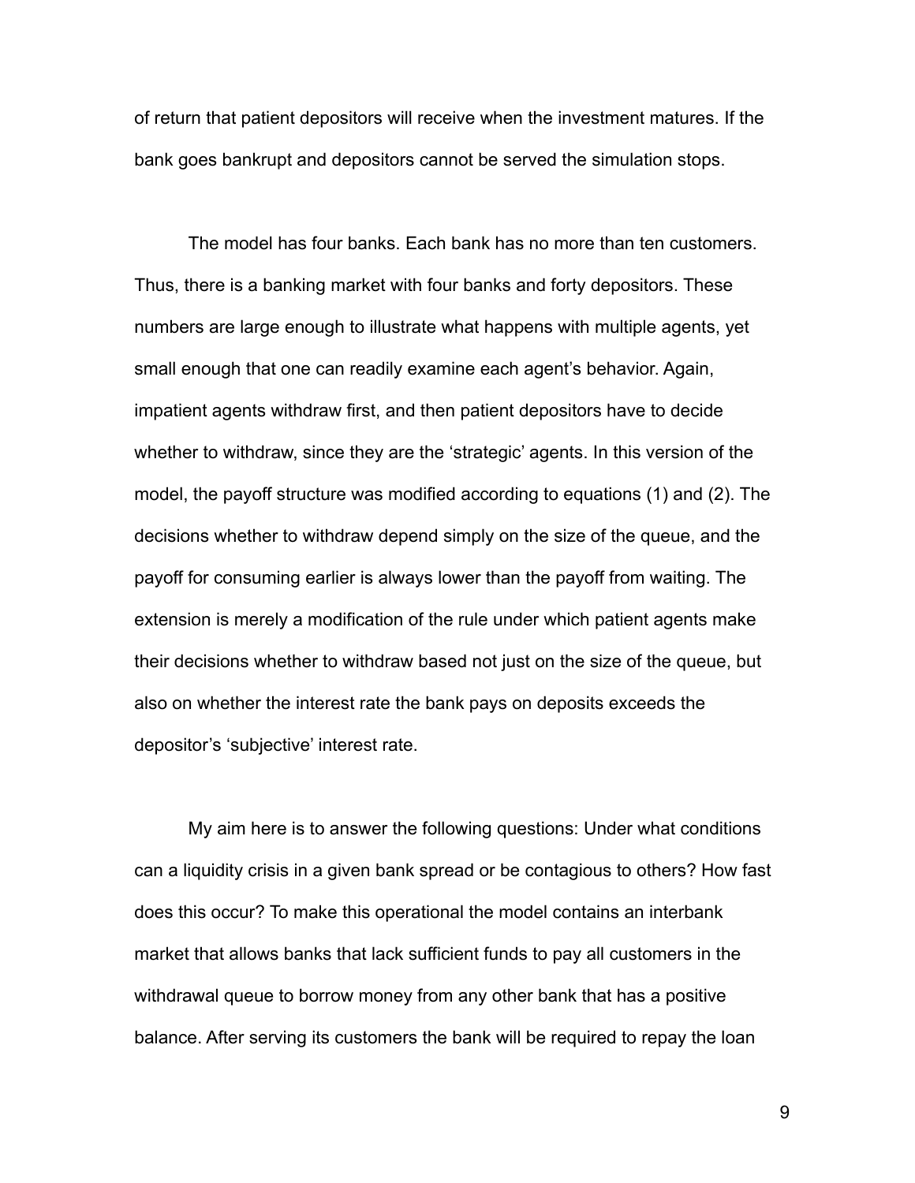of return that patient depositors will receive when the investment matures. If the bank goes bankrupt and depositors cannot be served the simulation stops.

The model has four banks. Each bank has no more than ten customers. Thus, there is a banking market with four banks and forty depositors. These numbers are large enough to illustrate what happens with multiple agents, yet small enough that one can readily examine each agent's behavior. Again, impatient agents withdraw first, and then patient depositors have to decide whether to withdraw, since they are the 'strategic' agents. In this version of the model, the payoff structure was modified according to equations (1) and (2). The decisions whether to withdraw depend simply on the size of the queue, and the payoff for consuming earlier is always lower than the payoff from waiting. The extension is merely a modification of the rule under which patient agents make their decisions whether to withdraw based not just on the size of the queue, but also on whether the interest rate the bank pays on deposits exceeds the depositor's 'subjective' interest rate.

My aim here is to answer the following questions: Under what conditions can a liquidity crisis in a given bank spread or be contagious to others? How fast does this occur? To make this operational the model contains an interbank market that allows banks that lack sufficient funds to pay all customers in the withdrawal queue to borrow money from any other bank that has a positive balance. After serving its customers the bank will be required to repay the loan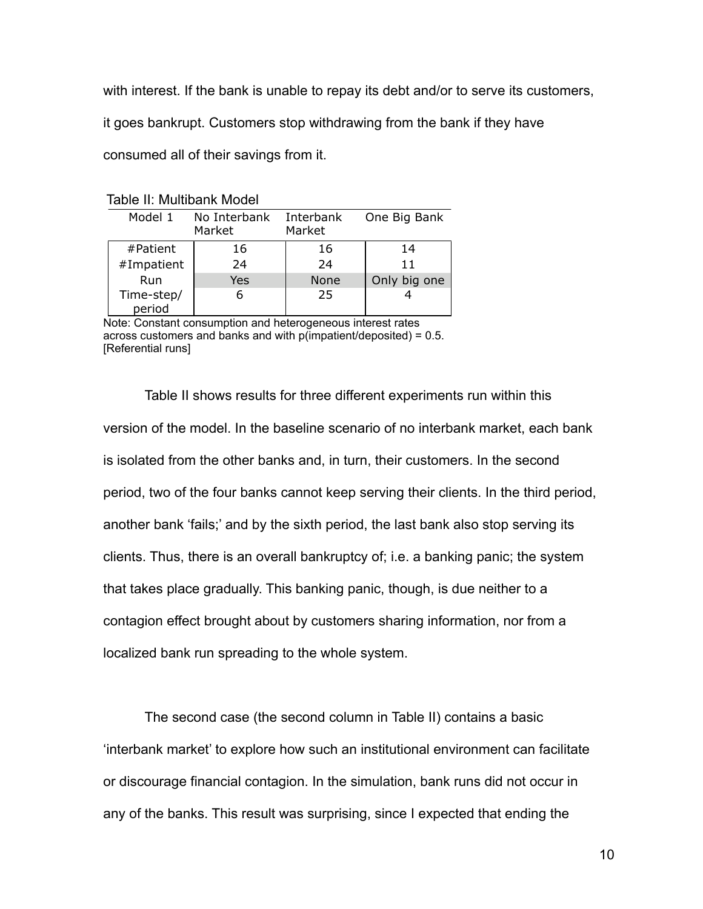with interest. If the bank is unable to repay its debt and/or to serve its customers, it goes bankrupt. Customers stop withdrawing from the bank if they have consumed all of their savings from it.

Table II: Multibank Model

| Model 1 | No Interbank Market | Interbank Market | One Big Bank |
|---|---|---|---|
| #Patient | 16 | 16 | 14 |
| #Impatient | 24 | 24 | 11 |
| Run | Yes | None | Only big one |
| Time-step/ period | 6 | 25 | 4 |

Note: Constant consumption and heterogeneous interest rates across customers and banks and with p(impatient/deposited) = 0.5. [Referential runs]

Table II shows results for three different experiments run within this version of the model. In the baseline scenario of no interbank market, each bank is isolated from the other banks and, in turn, their customers. In the second period, two of the four banks cannot keep serving their clients. In the third period, another bank 'fails;' and by the sixth period, the last bank also stop serving its clients. Thus, there is an overall bankruptcy of; i.e. a banking panic; the system that takes place gradually. This banking panic, though, is due neither to a contagion effect brought about by customers sharing information, nor from a localized bank run spreading to the whole system.

The second case (the second column in Table II) contains a basic 'interbank market' to explore how such an institutional environment can facilitate or discourage financial contagion. In the simulation, bank runs did not occur in any of the banks. This result was surprising, since I expected that ending the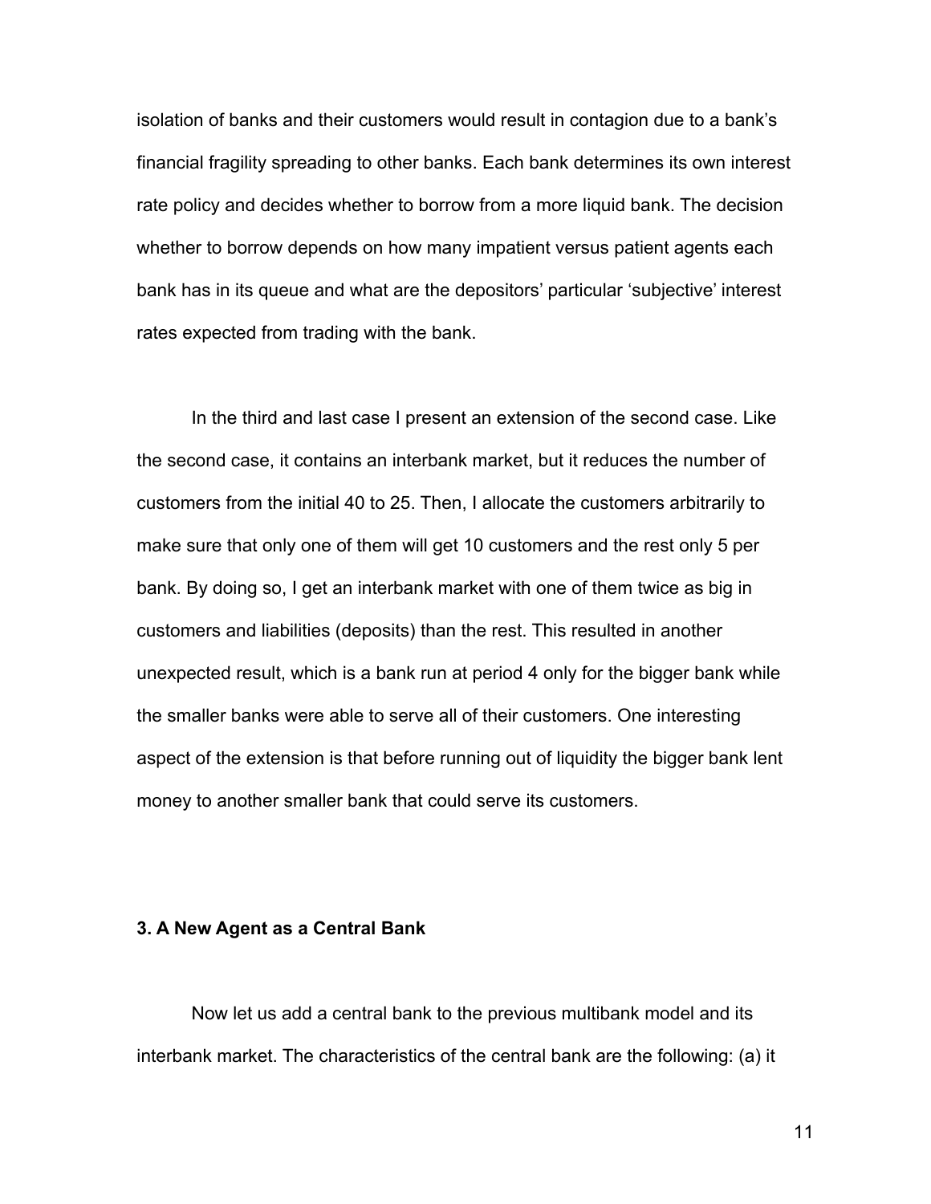isolation of banks and their customers would result in contagion due to a bank's financial fragility spreading to other banks. Each bank determines its own interest rate policy and decides whether to borrow from a more liquid bank. The decision whether to borrow depends on how many impatient versus patient agents each bank has in its queue and what are the depositors' particular 'subjective' interest rates expected from trading with the bank.

In the third and last case I present an extension of the second case. Like the second case, it contains an interbank market, but it reduces the number of customers from the initial 40 to 25. Then, I allocate the customers arbitrarily to make sure that only one of them will get 10 customers and the rest only 5 per bank. By doing so, I get an interbank market with one of them twice as big in customers and liabilities (deposits) than the rest. This resulted in another unexpected result, which is a bank run at period 4 only for the bigger bank while the smaller banks were able to serve all of their customers. One interesting aspect of the extension is that before running out of liquidity the bigger bank lent money to another smaller bank that could serve its customers.

## 3. A New Agent as a Central Bank

Now let us add a central bank to the previous multibank model and its interbank market. The characteristics of the central bank are the following: (a) it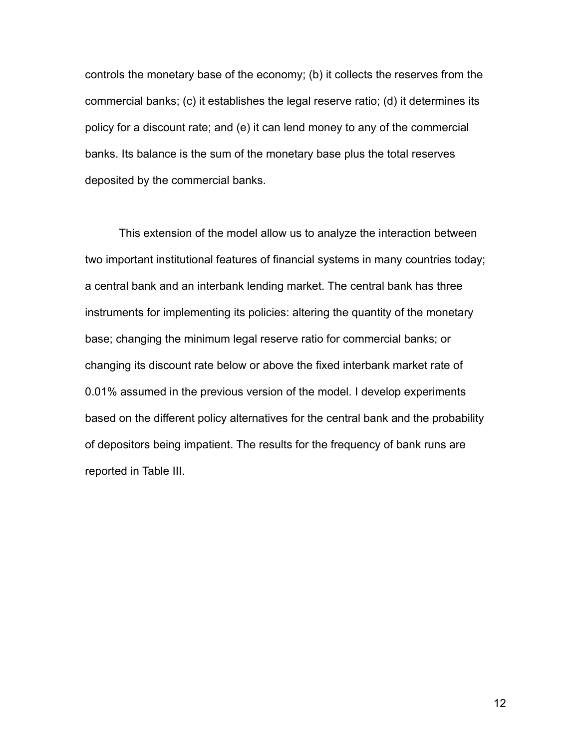controls the monetary base of the economy; (b) it collects the reserves from the commercial banks; (c) it establishes the legal reserve ratio; (d) it determines its policy for a discount rate; and (e) it can lend money to any of the commercial banks. Its balance is the sum of the monetary base plus the total reserves deposited by the commercial banks.

This extension of the model allow us to analyze the interaction between two important institutional features of financial systems in many countries today; a central bank and an interbank lending market. The central bank has three instruments for implementing its policies: altering the quantity of the monetary base; changing the minimum legal reserve ratio for commercial banks; or changing its discount rate below or above the fixed interbank market rate of 0.01% assumed in the previous version of the model. I develop experiments based on the different policy alternatives for the central bank and the probability of depositors being impatient. The results for the frequency of bank runs are reported in Table III.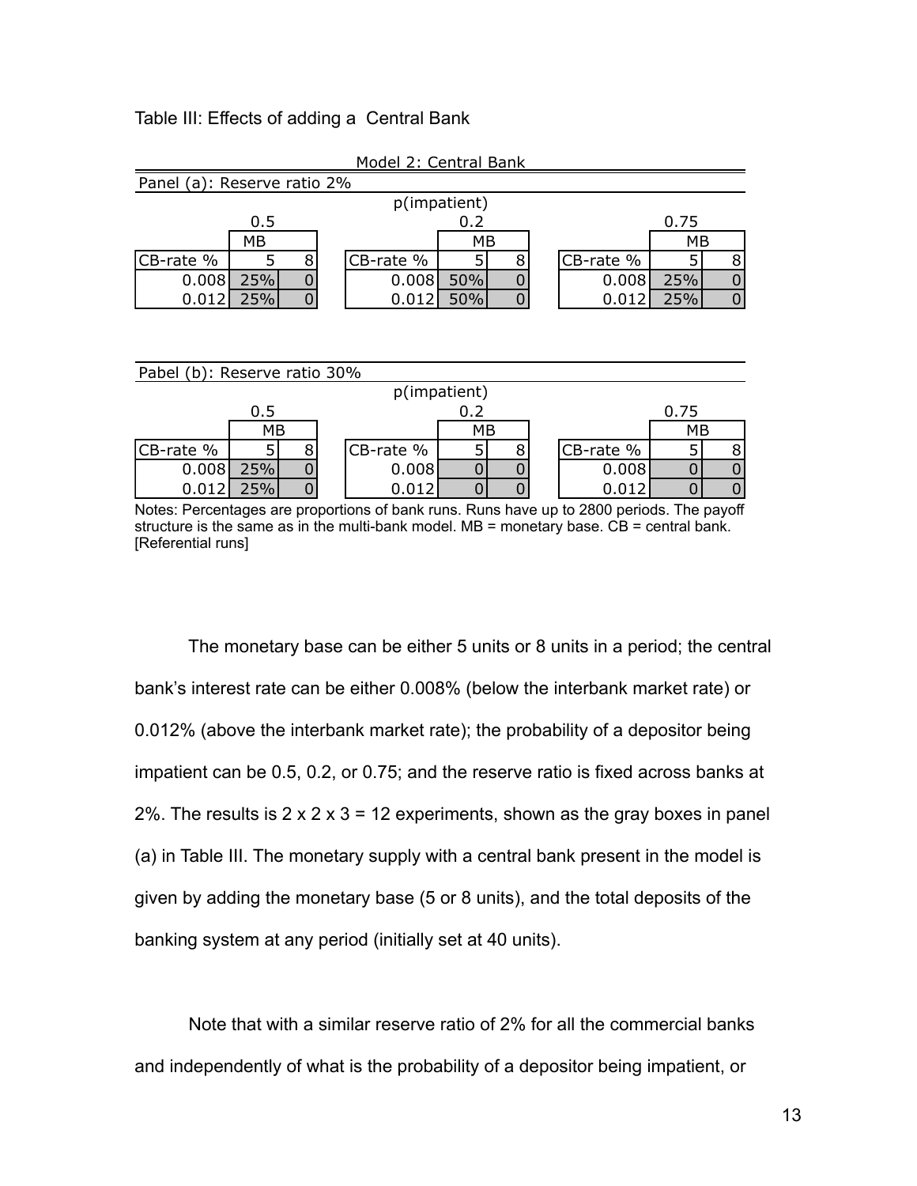Table III: Effects of adding a Central Bank

Model 2: Central Bank

Panel (a): Reserve ratio 2%

| p(impatient) | 0.5 | | 0.2 | | 0.75 | |
|---|---|---|---|---|---|---|
| | MB | | MB | | MB | |
| CB-rate % | 5 | 8 | 5 | 8 | 5 | 8 |
| 0.008 | 25% | 0 | 50% | 0 | 25% | 0 |
| 0.012 | 25% | 0 | 50% | 0 | 25% | 0 |

Pabel (b): Reserve ratio 30%

| p(impatient) | 0.5 | | 0.2 | | 0.75 | |
|---|---|---|---|---|---|---|
| | MB | | MB | | MB | |
| CB-rate % | 5 | 8 | 5 | 8 | 5 | 8 |
| 0.008 | 25% | 0 | 0 | 0 | 0 | 0 |
| 0.012 | 25% | 0 | 0 | 0 | 0 | 0 |

Notes: Percentages are proportions of bank runs. Runs have up to 2800 periods. The payoff structure is the same as in the multi-bank model. MB = monetary base. CB = central bank. [Referential runs]

The monetary base can be either 5 units or 8 units in a period; the central bank's interest rate can be either 0.008% (below the interbank market rate) or 0.012% (above the interbank market rate); the probability of a depositor being impatient can be 0.5, 0.2, or 0.75; and the reserve ratio is fixed across banks at 2%. The results is 2 x 2 x 3 = 12 experiments, shown as the gray boxes in panel (a) in Table III. The monetary supply with a central bank present in the model is given by adding the monetary base (5 or 8 units), and the total deposits of the banking system at any period (initially set at 40 units).

Note that with a similar reserve ratio of 2% for all the commercial banks and independently of what is the probability of a depositor being impatient, or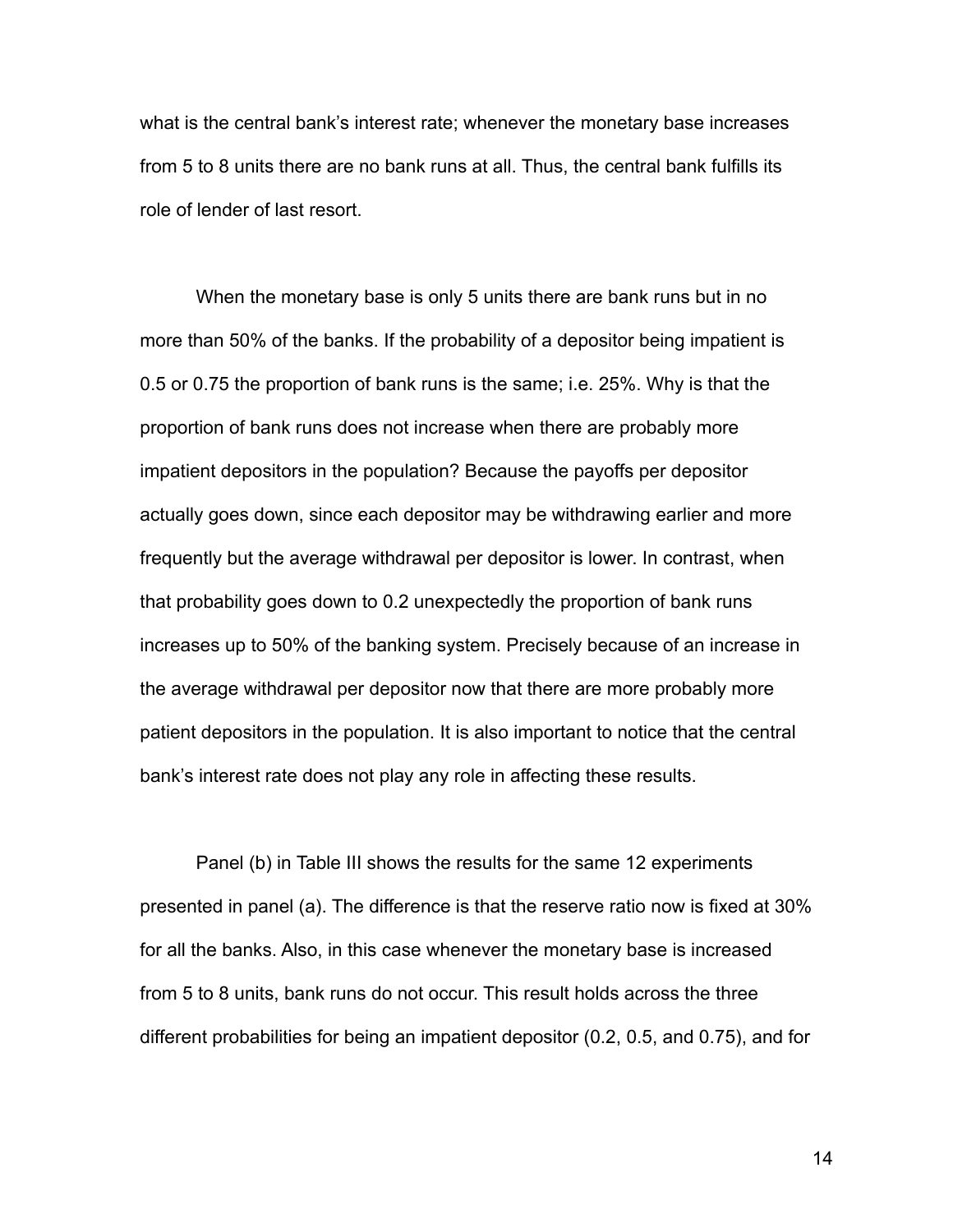what is the central bank's interest rate; whenever the monetary base increases from 5 to 8 units there are no bank runs at all. Thus, the central bank fulfills its role of lender of last resort.

When the monetary base is only 5 units there are bank runs but in no more than 50% of the banks. If the probability of a depositor being impatient is 0.5 or 0.75 the proportion of bank runs is the same; i.e. 25%. Why is that the proportion of bank runs does not increase when there are probably more impatient depositors in the population? Because the payoffs per depositor actually goes down, since each depositor may be withdrawing earlier and more frequently but the average withdrawal per depositor is lower. In contrast, when that probability goes down to 0.2 unexpectedly the proportion of bank runs increases up to 50% of the banking system. Precisely because of an increase in the average withdrawal per depositor now that there are more probably more patient depositors in the population. It is also important to notice that the central bank's interest rate does not play any role in affecting these results.

Panel (b) in Table III shows the results for the same 12 experiments presented in panel (a). The difference is that the reserve ratio now is fixed at 30% for all the banks. Also, in this case whenever the monetary base is increased from 5 to 8 units, bank runs do not occur. This result holds across the three different probabilities for being an impatient depositor (0.2, 0.5, and 0.75), and for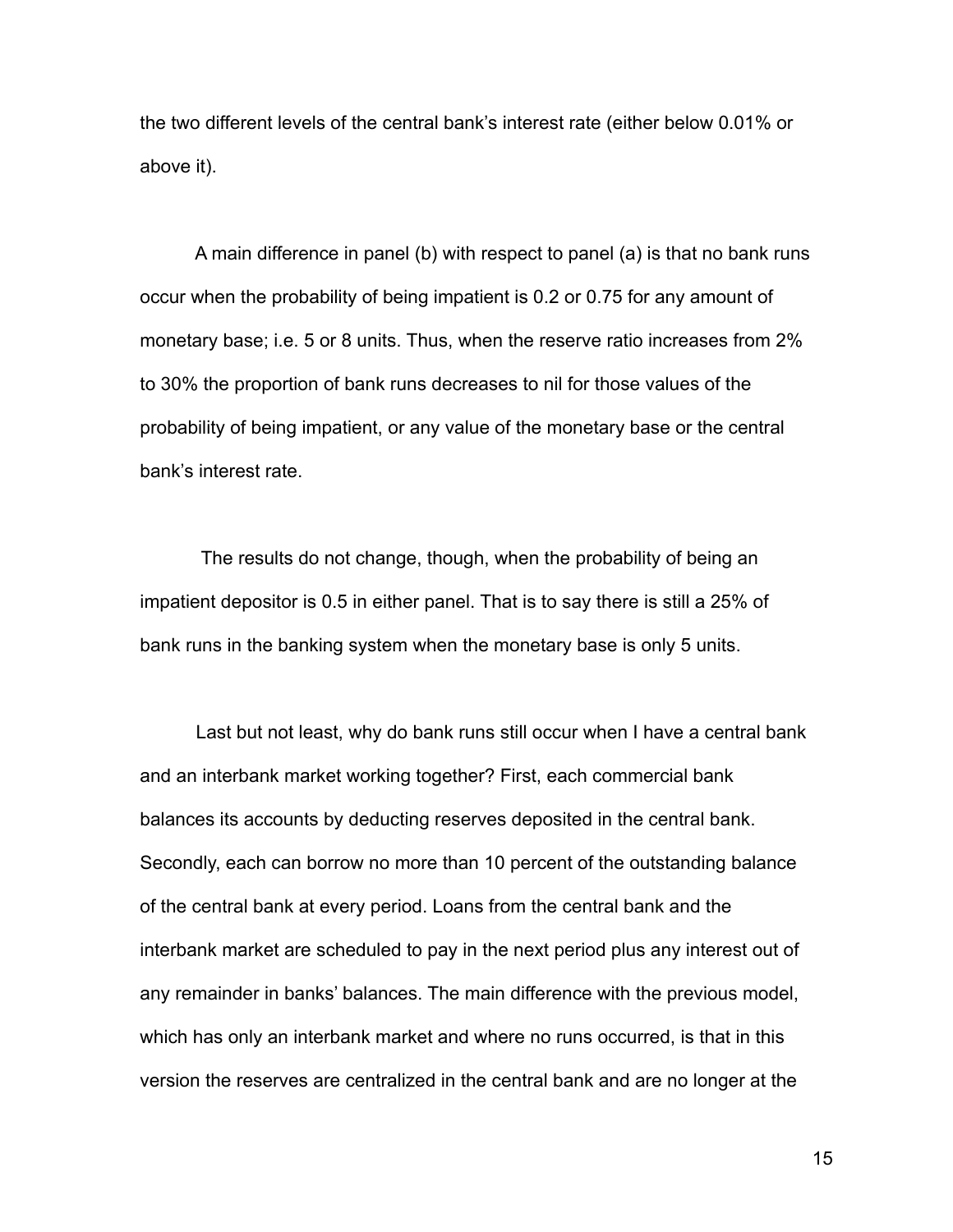the two different levels of the central bank's interest rate (either below 0.01% or above it).

A main difference in panel (b) with respect to panel (a) is that no bank runs occur when the probability of being impatient is 0.2 or 0.75 for any amount of monetary base; i.e. 5 or 8 units. Thus, when the reserve ratio increases from 2% to 30% the proportion of bank runs decreases to nil for those values of the probability of being impatient, or any value of the monetary base or the central bank's interest rate.

The results do not change, though, when the probability of being an impatient depositor is 0.5 in either panel. That is to say there is still a 25% of bank runs in the banking system when the monetary base is only 5 units.

Last but not least, why do bank runs still occur when I have a central bank and an interbank market working together? First, each commercial bank balances its accounts by deducting reserves deposited in the central bank. Secondly, each can borrow no more than 10 percent of the outstanding balance of the central bank at every period. Loans from the central bank and the interbank market are scheduled to pay in the next period plus any interest out of any remainder in banks' balances. The main difference with the previous model, which has only an interbank market and where no runs occurred, is that in this version the reserves are centralized in the central bank and are no longer at the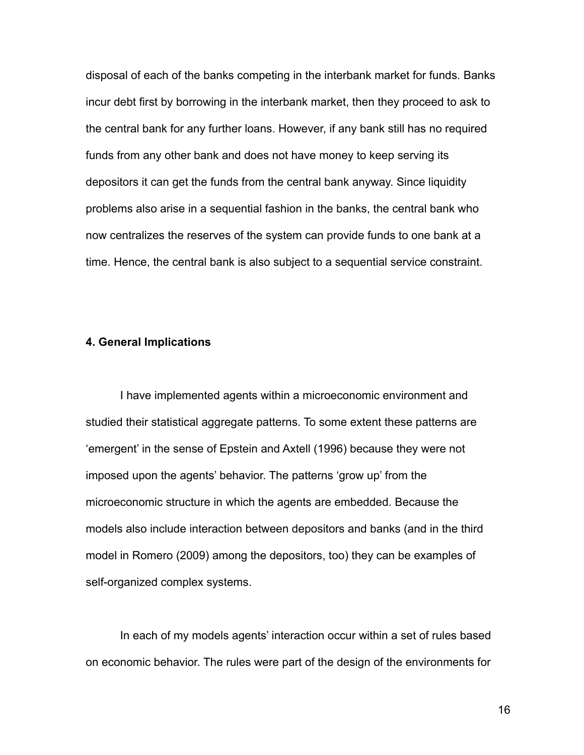disposal of each of the banks competing in the interbank market for funds. Banks incur debt first by borrowing in the interbank market, then they proceed to ask to the central bank for any further loans. However, if any bank still has no required funds from any other bank and does not have money to keep serving its depositors it can get the funds from the central bank anyway. Since liquidity problems also arise in a sequential fashion in the banks, the central bank who now centralizes the reserves of the system can provide funds to one bank at a time. Hence, the central bank is also subject to a sequential service constraint.

## 4. General Implications

I have implemented agents within a microeconomic environment and studied their statistical aggregate patterns. To some extent these patterns are 'emergent' in the sense of Epstein and Axtell (1996) because they were not imposed upon the agents' behavior. The patterns 'grow up' from the microeconomic structure in which the agents are embedded. Because the models also include interaction between depositors and banks (and in the third model in Romero (2009) among the depositors, too) they can be examples of self-organized complex systems.

In each of my models agents' interaction occur within a set of rules based on economic behavior. The rules were part of the design of the environments for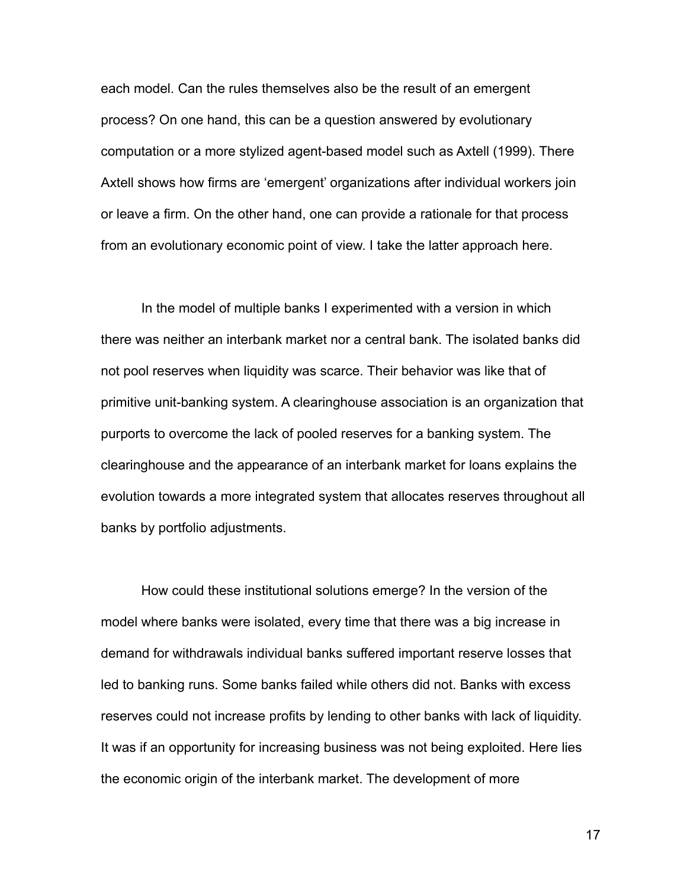each model. Can the rules themselves also be the result of an emergent process? On one hand, this can be a question answered by evolutionary computation or a more stylized agent-based model such as Axtell (1999). There Axtell shows how firms are 'emergent' organizations after individual workers join or leave a firm. On the other hand, one can provide a rationale for that process from an evolutionary economic point of view. I take the latter approach here.

In the model of multiple banks I experimented with a version in which there was neither an interbank market nor a central bank. The isolated banks did not pool reserves when liquidity was scarce. Their behavior was like that of primitive unit-banking system. A clearinghouse association is an organization that purports to overcome the lack of pooled reserves for a banking system. The clearinghouse and the appearance of an interbank market for loans explains the evolution towards a more integrated system that allocates reserves throughout all banks by portfolio adjustments.

How could these institutional solutions emerge? In the version of the model where banks were isolated, every time that there was a big increase in demand for withdrawals individual banks suffered important reserve losses that led to banking runs. Some banks failed while others did not. Banks with excess reserves could not increase profits by lending to other banks with lack of liquidity. It was if an opportunity for increasing business was not being exploited. Here lies the economic origin of the interbank market. The development of more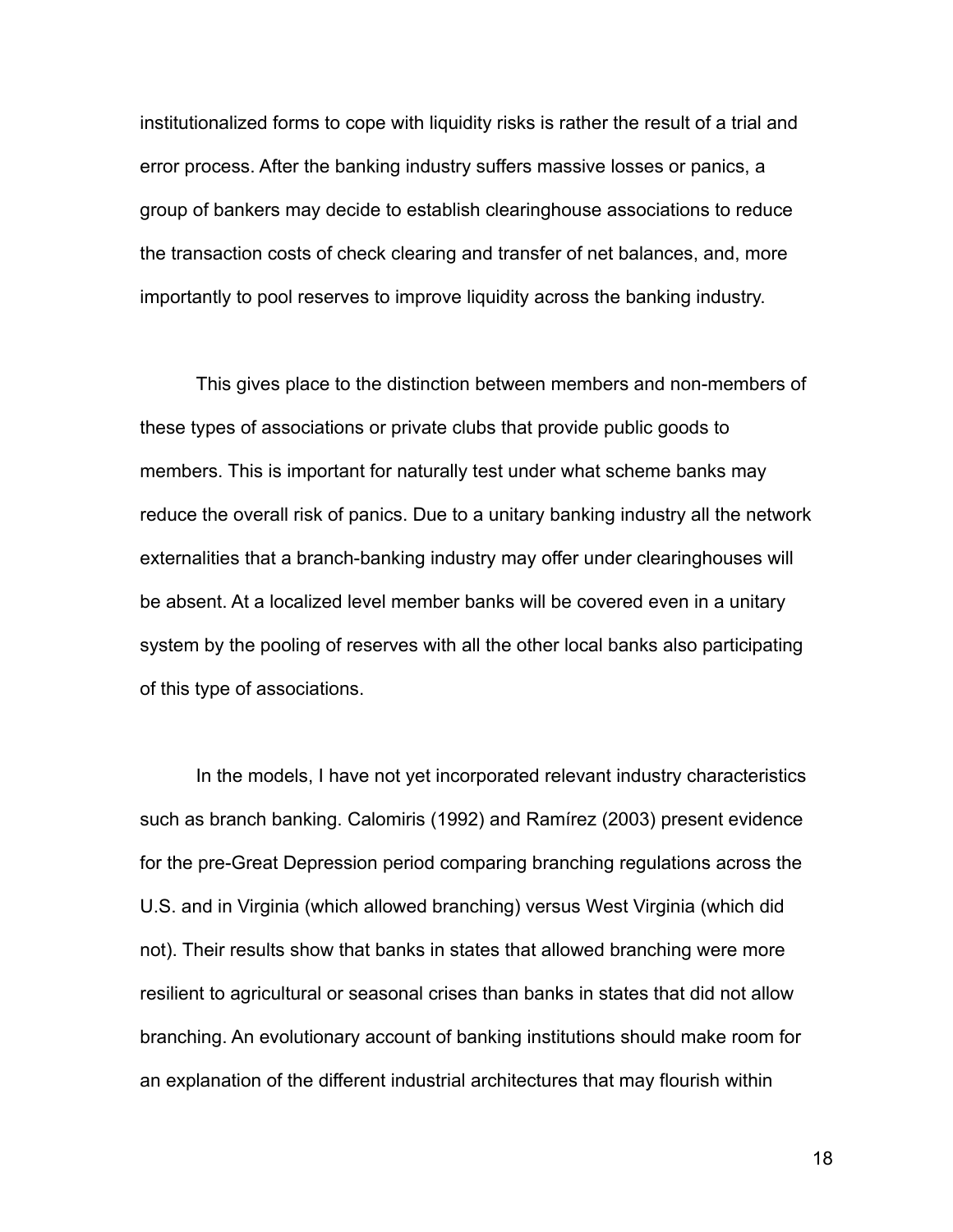institutionalized forms to cope with liquidity risks is rather the result of a trial and error process. After the banking industry suffers massive losses or panics, a group of bankers may decide to establish clearinghouse associations to reduce the transaction costs of check clearing and transfer of net balances, and, more importantly to pool reserves to improve liquidity across the banking industry.

This gives place to the distinction between members and non-members of these types of associations or private clubs that provide public goods to members. This is important for naturally test under what scheme banks may reduce the overall risk of panics. Due to a unitary banking industry all the network externalities that a branch-banking industry may offer under clearinghouses will be absent. At a localized level member banks will be covered even in a unitary system by the pooling of reserves with all the other local banks also participating of this type of associations.

In the models, I have not yet incorporated relevant industry characteristics such as branch banking. Calomiris (1992) and Ramírez (2003) present evidence for the pre-Great Depression period comparing branching regulations across the U.S. and in Virginia (which allowed branching) versus West Virginia (which did not). Their results show that banks in states that allowed branching were more resilient to agricultural or seasonal crises than banks in states that did not allow branching. An evolutionary account of banking institutions should make room for an explanation of the different industrial architectures that may flourish within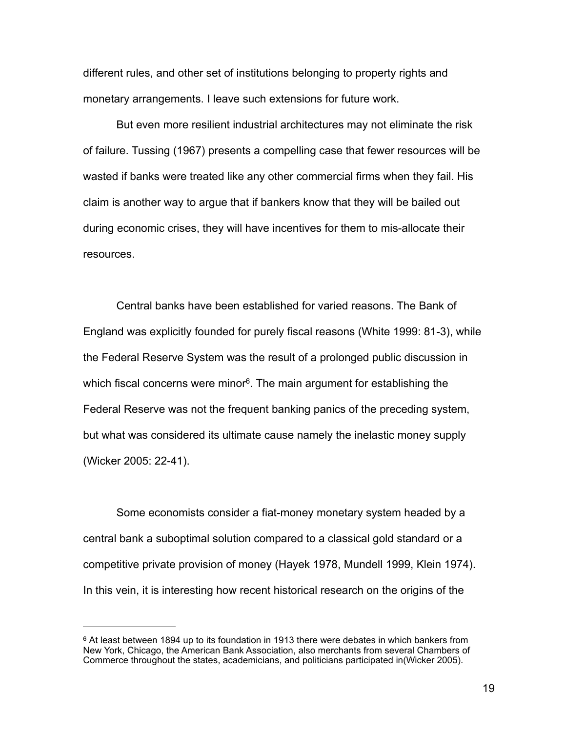different rules, and other set of institutions belonging to property rights and monetary arrangements. I leave such extensions for future work.

But even more resilient industrial architectures may not eliminate the risk of failure. Tussing (1967) presents a compelling case that fewer resources will be wasted if banks were treated like any other commercial firms when they fail. His claim is another way to argue that if bankers know that they will be bailed out during economic crises, they will have incentives for them to mis-allocate their resources.

Central banks have been established for varied reasons. The Bank of England was explicitly founded for purely fiscal reasons (White 1999: 81-3), while the Federal Reserve System was the result of a prolonged public discussion in which fiscal concerns were minor[6]. The main argument for establishing the Federal Reserve was not the frequent banking panics of the preceding system, but what was considered its ultimate cause namely the inelastic money supply (Wicker 2005: 22-41).

Some economists consider a fiat-money monetary system headed by a central bank a suboptimal solution compared to a classical gold standard or a competitive private provision of money (Hayek 1978, Mundell 1999, Klein 1974). In this vein, it is interesting how recent historical research on the origins of the

---

[6] At least between 1894 up to its foundation in 1913 there were debates in which bankers from New York, Chicago, the American Bank Association, also merchants from several Chambers of Commerce throughout the states, academicians, and politicians participated in(Wicker 2005).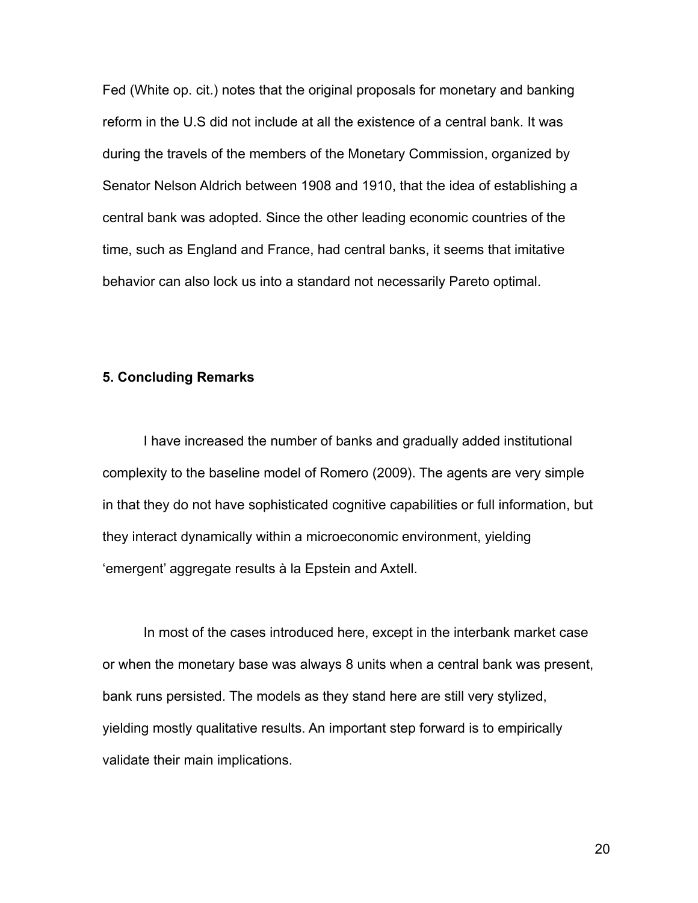Fed (White op. cit.) notes that the original proposals for monetary and banking reform in the U.S did not include at all the existence of a central bank. It was during the travels of the members of the Monetary Commission, organized by Senator Nelson Aldrich between 1908 and 1910, that the idea of establishing a central bank was adopted. Since the other leading economic countries of the time, such as England and France, had central banks, it seems that imitative behavior can also lock us into a standard not necessarily Pareto optimal.

## 5. Concluding Remarks

I have increased the number of banks and gradually added institutional complexity to the baseline model of Romero (2009). The agents are very simple in that they do not have sophisticated cognitive capabilities or full information, but they interact dynamically within a microeconomic environment, yielding 'emergent' aggregate results à la Epstein and Axtell.

In most of the cases introduced here, except in the interbank market case or when the monetary base was always 8 units when a central bank was present, bank runs persisted. The models as they stand here are still very stylized, yielding mostly qualitative results. An important step forward is to empirically validate their main implications.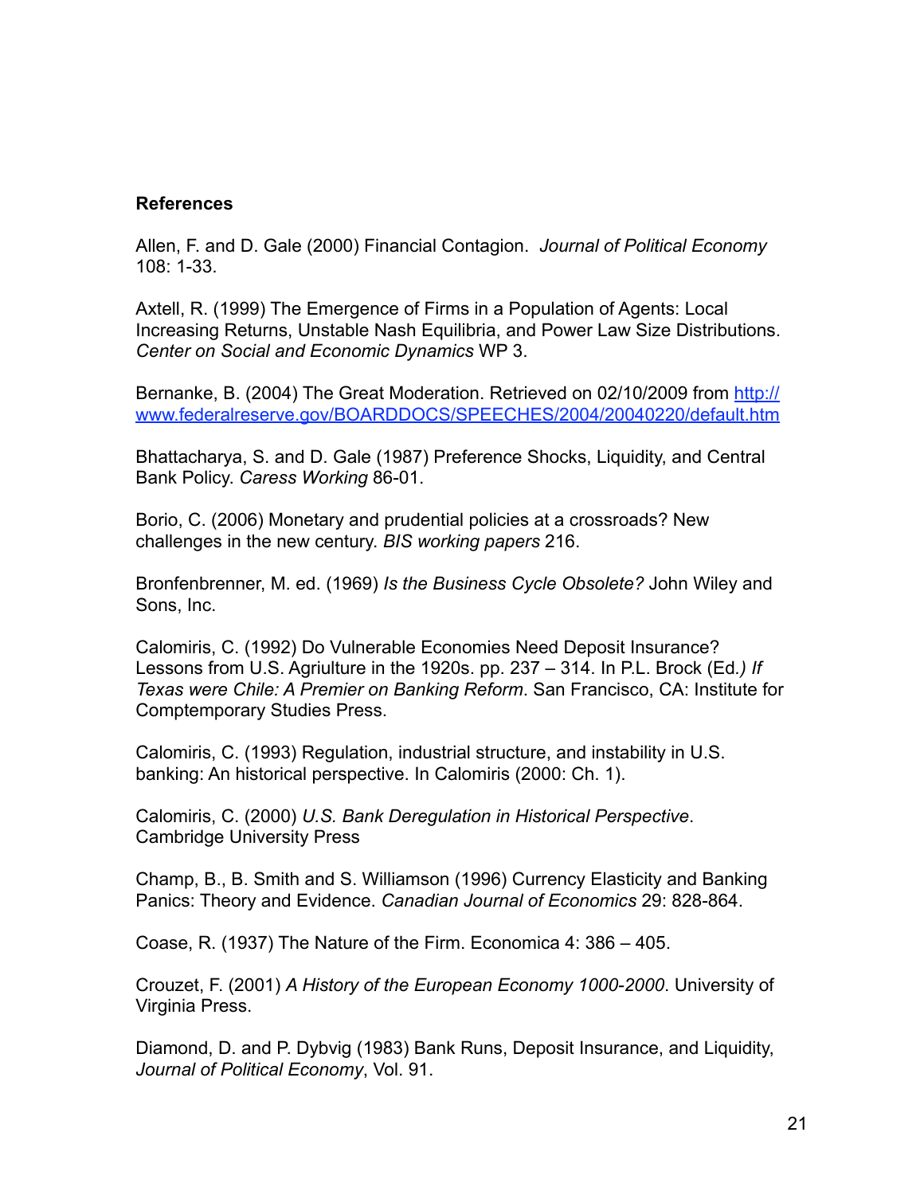## References

Allen, F. and D. Gale (2000) Financial Contagion. *Journal of Political Economy* 108: 1-33.

Axtell, R. (1999) The Emergence of Firms in a Population of Agents: Local Increasing Returns, Unstable Nash Equilibria, and Power Law Size Distributions. *Center on Social and Economic Dynamics* WP 3.

Bernanke, B. (2004) The Great Moderation. Retrieved on 02/10/2009 from [http://www.federalreserve.gov/BOARDDOCS/SPEECHES/2004/20040220/default.htm](http://www.federalreserve.gov/BOARDDOCS/SPEECHES/2004/20040220/default.htm)

Bhattacharya, S. and D. Gale (1987) Preference Shocks, Liquidity, and Central Bank Policy. *Caress Working* 86-01.

Borio, C. (2006) Monetary and prudential policies at a crossroads? New challenges in the new century. *BIS working papers* 216.

Bronfenbrenner, M. ed. (1969) *Is the Business Cycle Obsolete?* John Wiley and Sons, Inc.

Calomiris, C. (1992) Do Vulnerable Economies Need Deposit Insurance? Lessons from U.S. Agriulture in the 1920s. pp. 237 – 314. In P.L. Brock (Ed.) *If Texas were Chile: A Premier on Banking Reform*. San Francisco, CA: Institute for Comptemporary Studies Press.

Calomiris, C. (1993) Regulation, industrial structure, and instability in U.S. banking: An historical perspective. In Calomiris (2000: Ch. 1).

Calomiris, C. (2000) *U.S. Bank Deregulation in Historical Perspective*. Cambridge University Press

Champ, B., B. Smith and S. Williamson (1996) Currency Elasticity and Banking Panics: Theory and Evidence. *Canadian Journal of Economics* 29: 828-864.

Coase, R. (1937) The Nature of the Firm. Economica 4: 386 – 405.

Crouzet, F. (2001) *A History of the European Economy 1000-2000*. University of Virginia Press.

Diamond, D. and P. Dybvig (1983) Bank Runs, Deposit Insurance, and Liquidity, *Journal of Political Economy*, Vol. 91.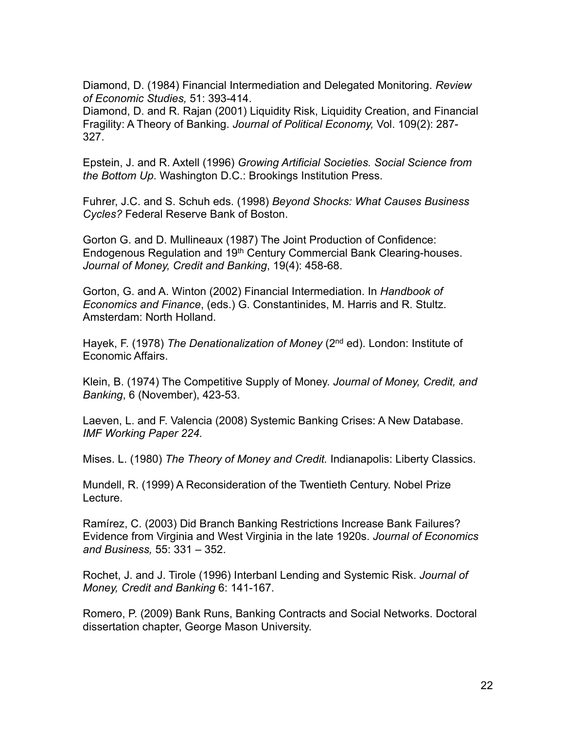Diamond, D. (1984) Financial Intermediation and Delegated Monitoring. *Review of Economic Studies,* 51: 393-414.
Diamond, D. and R. Rajan (2001) Liquidity Risk, Liquidity Creation, and Financial Fragility: A Theory of Banking. *Journal of Political Economy,* Vol. 109(2): 287-327.

Epstein, J. and R. Axtell (1996) *Growing Artificial Societies. Social Science from the Bottom Up*. Washington D.C.: Brookings Institution Press.

Fuhrer, J.C. and S. Schuh eds. (1998) *Beyond Shocks: What Causes Business Cycles?* Federal Reserve Bank of Boston.

Gorton G. and D. Mullineaux (1987) The Joint Production of Confidence: Endogenous Regulation and 19th Century Commercial Bank Clearing-houses. *Journal of Money, Credit and Banking*, 19(4): 458-68.

Gorton, G. and A. Winton (2002) Financial Intermediation. In *Handbook of Economics and Finance*, (eds.) G. Constantinides, M. Harris and R. Stultz. Amsterdam: North Holland.

Hayek, F. (1978) *The Denationalization of Money* (2nd ed). London: Institute of Economic Affairs.

Klein, B. (1974) The Competitive Supply of Money. *Journal of Money, Credit, and Banking*, 6 (November), 423-53.

Laeven, L. and F. Valencia (2008) Systemic Banking Crises: A New Database. *IMF Working Paper 224.*

Mises. L. (1980) *The Theory of Money and Credit.* Indianapolis: Liberty Classics.

Mundell, R. (1999) A Reconsideration of the Twentieth Century. Nobel Prize Lecture.

Ramírez, C. (2003) Did Branch Banking Restrictions Increase Bank Failures? Evidence from Virginia and West Virginia in the late 1920s. *Journal of Economics and Business,* 55: 331 – 352.

Rochet, J. and J. Tirole (1996) Interbanl Lending and Systemic Risk. *Journal of Money, Credit and Banking* 6: 141-167.

Romero, P. (2009) Bank Runs, Banking Contracts and Social Networks. Doctoral dissertation chapter, George Mason University.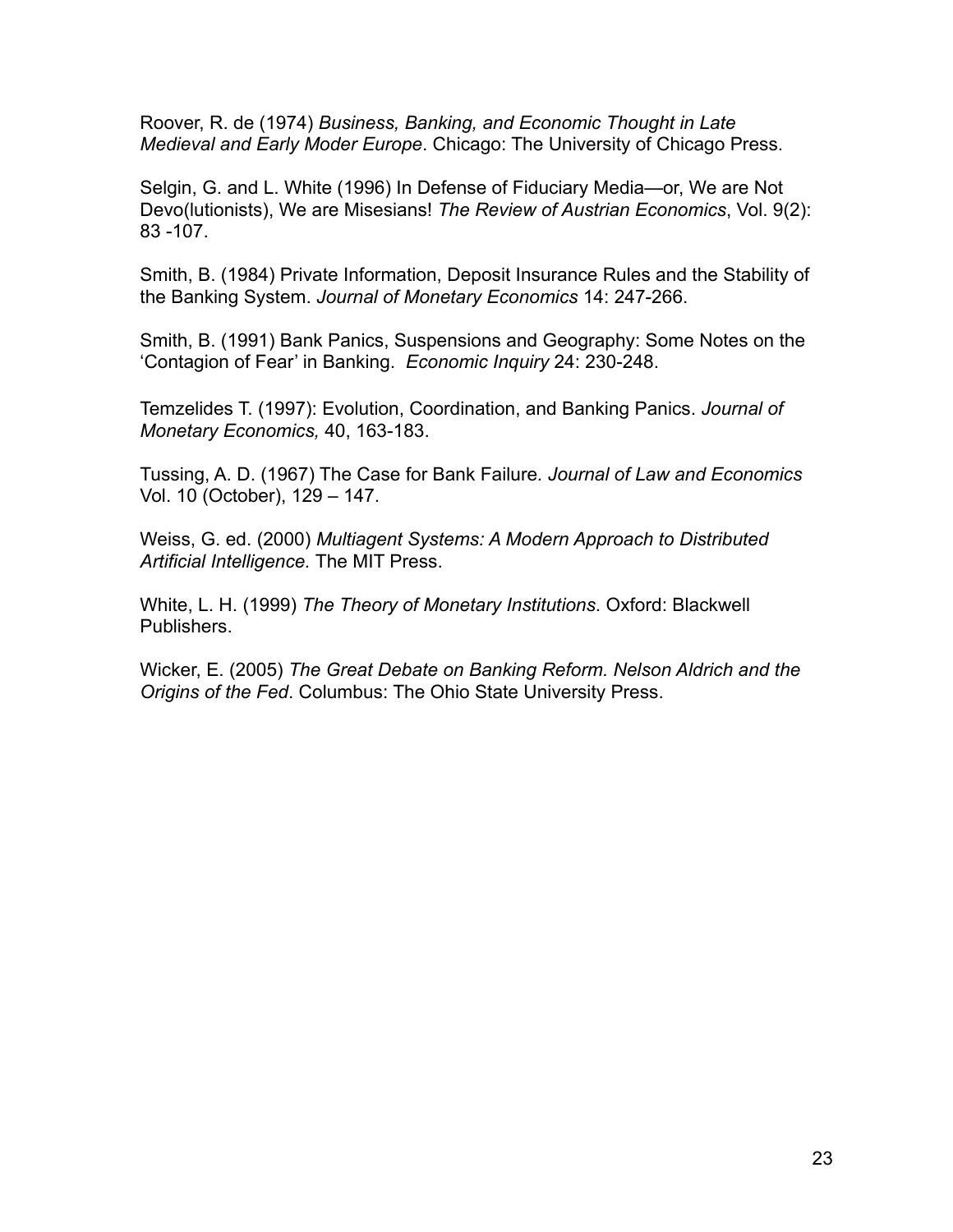Roover, R. de (1974) *Business, Banking, and Economic Thought in Late Medieval and Early Moder Europe*. Chicago: The University of Chicago Press.

Selgin, G. and L. White (1996) In Defense of Fiduciary Media—or, We are Not Devo(lutionists), We are Misesians! *The Review of Austrian Economics*, Vol. 9(2): 83 -107.

Smith, B. (1984) Private Information, Deposit Insurance Rules and the Stability of the Banking System. *Journal of Monetary Economics* 14: 247-266.

Smith, B. (1991) Bank Panics, Suspensions and Geography: Some Notes on the 'Contagion of Fear' in Banking. *Economic Inquiry* 24: 230-248.

Temzelides T. (1997): Evolution, Coordination, and Banking Panics. *Journal of Monetary Economics,* 40, 163-183.

Tussing, A. D. (1967) The Case for Bank Failure*. Journal of Law and Economics* Vol. 10 (October), 129 – 147.

Weiss, G. ed. (2000) *Multiagent Systems: A Modern Approach to Distributed Artificial Intelligence.* The MIT Press.

White, L. H. (1999) *The Theory of Monetary Institutions*. Oxford: Blackwell Publishers.

Wicker, E. (2005) *The Great Debate on Banking Reform. Nelson Aldrich and the Origins of the Fed*. Columbus: The Ohio State University Press.